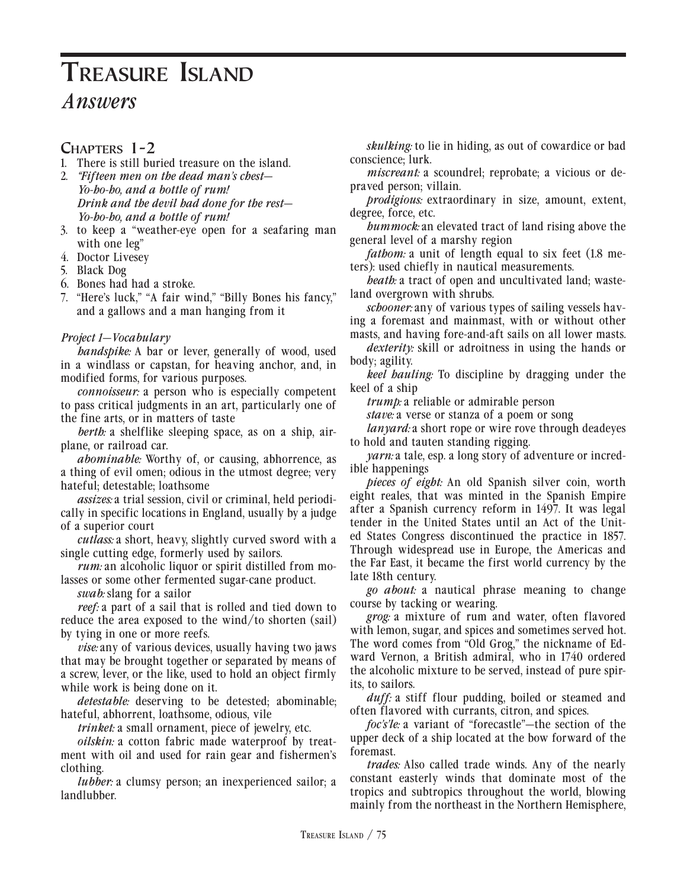# Treasure Island

## *Answers*

### Chapters 1-2

1. There is still buried treasure on the island.
2. *"Fifteen men on the dead man's chest—*
   *Yo-ho-ho, and a bottle of rum!*
   *Drink and the devil had done for the rest—*
   *Yo-ho-ho, and a bottle of rum!*
3. to keep a "weather-eye open for a seafaring man with one leg"
4. Doctor Livesey
5. Black Dog
6. Bones had had a stroke.
7. "Here's luck," "A fair wind," "Billy Bones his fancy," and a gallows and a man hanging from it

*Project 1—Vocabulary*

*handspike:* A bar or lever, generally of wood, used in a windlass or capstan, for heaving anchor, and, in modified forms, for various purposes.

*connoisseur:* a person who is especially competent to pass critical judgments in an art, particularly one of the fine arts, or in matters of taste

*berth:* a shelflike sleeping space, as on a ship, airplane, or railroad car.

*abominable:* Worthy of, or causing, abhorrence, as a thing of evil omen; odious in the utmost degree; very hateful; detestable; loathsome

*assizes:* a trial session, civil or criminal, held periodically in specific locations in England, usually by a judge of a superior court

*cutlass:* a short, heavy, slightly curved sword with a single cutting edge, formerly used by sailors.

*rum:* an alcoholic liquor or spirit distilled from molasses or some other fermented sugar-cane product.

*swab:* slang for a sailor

*reef:* a part of a sail that is rolled and tied down to reduce the area exposed to the wind/to shorten (sail) by tying in one or more reefs.

*vise:* any of various devices, usually having two jaws that may be brought together or separated by means of a screw, lever, or the like, used to hold an object firmly while work is being done on it.

*detestable:* deserving to be detested; abominable; hateful, abhorrent, loathsome, odious, vile

*trinket:* a small ornament, piece of jewelry, etc.

*oilskin:* a cotton fabric made waterproof by treatment with oil and used for rain gear and fishermen's clothing.

*lubber:* a clumsy person; an inexperienced sailor; a landlubber.

*skulking:* to lie in hiding, as out of cowardice or bad conscience; lurk.

*miscreant:* a scoundrel; reprobate; a vicious or depraved person; villain.

*prodigious:* extraordinary in size, amount, extent, degree, force, etc.

*hummock:* an elevated tract of land rising above the general level of a marshy region

*fathom:* a unit of length equal to six feet (1.8 meters): used chiefly in nautical measurements.

*heath:* a tract of open and uncultivated land; wasteland overgrown with shrubs.

*schooner:* any of various types of sailing vessels having a foremast and mainmast, with or without other masts, and having fore-and-aft sails on all lower masts.

*dexterity:* skill or adroitness in using the hands or body; agility.

*keel hauling:* To discipline by dragging under the keel of a ship

*trump:* a reliable or admirable person

*stave:* a verse or stanza of a poem or song

*lanyard:* a short rope or wire rove through deadeyes to hold and tauten standing rigging.

*yarn:* a tale, esp. a long story of adventure or incredible happenings

*pieces of eight:* An old Spanish silver coin, worth eight reales, that was minted in the Spanish Empire after a Spanish currency reform in 1497. It was legal tender in the United States until an Act of the United States Congress discontinued the practice in 1857. Through widespread use in Europe, the Americas and the Far East, it became the first world currency by the late 18th century.

*go about:* a nautical phrase meaning to change course by tacking or wearing.

*grog:* a mixture of rum and water, often flavored with lemon, sugar, and spices and sometimes served hot. The word comes from "Old Grog," the nickname of Edward Vernon, a British admiral, who in 1740 ordered the alcoholic mixture to be served, instead of pure spirits, to sailors.

*duff:* a stiff flour pudding, boiled or steamed and often flavored with currants, citron, and spices.

*foc's'le:* a variant of "forecastle"—the section of the upper deck of a ship located at the bow forward of the foremast.

*trades:* Also called trade winds. Any of the nearly constant easterly winds that dominate most of the tropics and subtropics throughout the world, blowing mainly from the northeast in the Northern Hemisphere,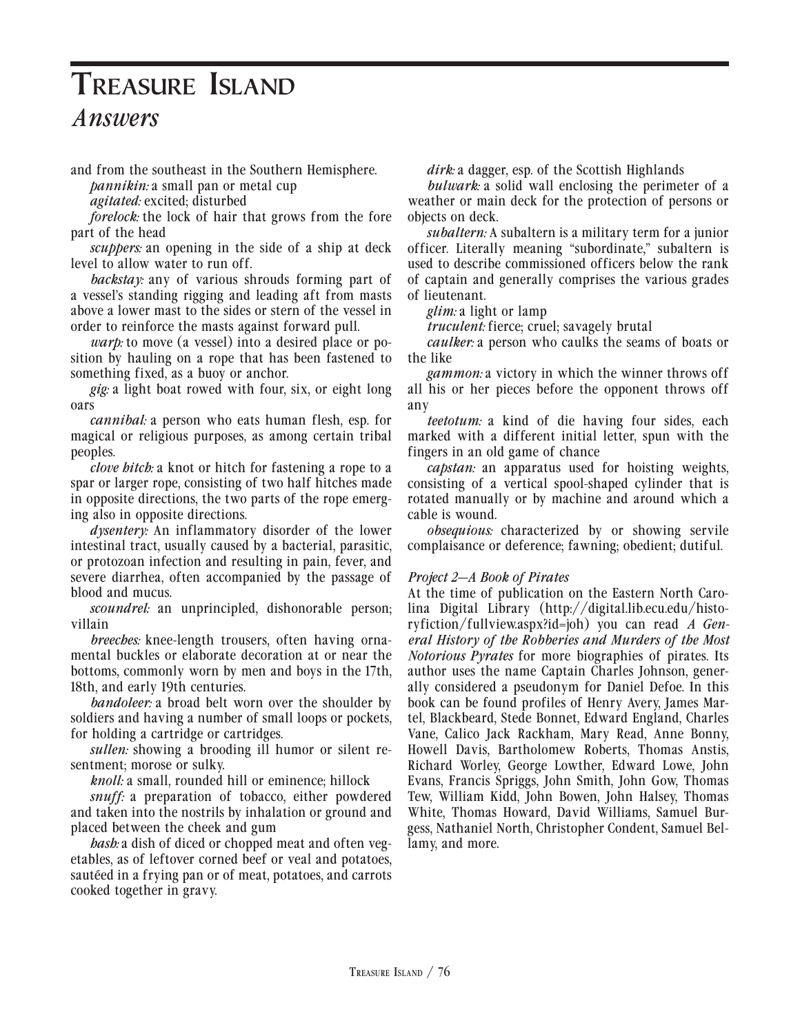# Treasure Island

## *Answers*

and from the southeast in the Southern Hemisphere.

*pannikin:* a small pan or metal cup

*agitated:* excited; disturbed

*forelock:* the lock of hair that grows from the fore part of the head

*scuppers:* an opening in the side of a ship at deck level to allow water to run off.

*backstay:* any of various shrouds forming part of a vessel's standing rigging and leading aft from masts above a lower mast to the sides or stern of the vessel in order to reinforce the masts against forward pull.

*warp:* to move (a vessel) into a desired place or position by hauling on a rope that has been fastened to something fixed, as a buoy or anchor.

*gig:* a light boat rowed with four, six, or eight long oars

*cannibal:* a person who eats human flesh, esp. for magical or religious purposes, as among certain tribal peoples.

*clove hitch:* a knot or hitch for fastening a rope to a spar or larger rope, consisting of two half hitches made in opposite directions, the two parts of the rope emerging also in opposite directions.

*dysentery:* An inflammatory disorder of the lower intestinal tract, usually caused by a bacterial, parasitic, or protozoan infection and resulting in pain, fever, and severe diarrhea, often accompanied by the passage of blood and mucus.

*scoundrel:* an unprincipled, dishonorable person; villain

*breeches:* knee-length trousers, often having ornamental buckles or elaborate decoration at or near the bottoms, commonly worn by men and boys in the 17th, 18th, and early 19th centuries.

*bandoleer:* a broad belt worn over the shoulder by soldiers and having a number of small loops or pockets, for holding a cartridge or cartridges.

*sullen:* showing a brooding ill humor or silent resentment; morose or sulky.

*knoll:* a small, rounded hill or eminence; hillock

*snuff:* a preparation of tobacco, either powdered and taken into the nostrils by inhalation or ground and placed between the cheek and gum

*hash:* a dish of diced or chopped meat and often vegetables, as of leftover corned beef or veal and potatoes, sautéed in a frying pan or of meat, potatoes, and carrots cooked together in gravy.

*dirk:* a dagger, esp. of the Scottish Highlands

*bulwark:* a solid wall enclosing the perimeter of a weather or main deck for the protection of persons or objects on deck.

*subaltern:* A subaltern is a military term for a junior officer. Literally meaning "subordinate," subaltern is used to describe commissioned officers below the rank of captain and generally comprises the various grades of lieutenant.

*glim:* a light or lamp

*truculent:* fierce; cruel; savagely brutal

*caulker:* a person who caulks the seams of boats or the like

*gammon:* a victory in which the winner throws off all his or her pieces before the opponent throws off any

*teetotum:* a kind of die having four sides, each marked with a different initial letter, spun with the fingers in an old game of chance

*capstan:* an apparatus used for hoisting weights, consisting of a vertical spool-shaped cylinder that is rotated manually or by machine and around which a cable is wound.

*obsequious:* characterized by or showing servile complaisance or deference; fawning; obedient; dutiful.

*Project 2—A Book of Pirates*

At the time of publication on the Eastern North Carolina Digital Library (http://digital.lib.ecu.edu/historyfiction/fullview.aspx?id=joh) you can read *A General History of the Robberies and Murders of the Most Notorious Pyrates* for more biographies of pirates. Its author uses the name Captain Charles Johnson, generally considered a pseudonym for Daniel Defoe. In this book can be found profiles of Henry Avery, James Martel, Blackbeard, Stede Bonnet, Edward England, Charles Vane, Calico Jack Rackham, Mary Read, Anne Bonny, Howell Davis, Bartholomew Roberts, Thomas Anstis, Richard Worley, George Lowther, Edward Lowe, John Evans, Francis Spriggs, John Smith, John Gow, Thomas Tew, William Kidd, John Bowen, John Halsey, Thomas White, Thomas Howard, David Williams, Samuel Burgess, Nathaniel North, Christopher Condent, Samuel Bellamy, and more.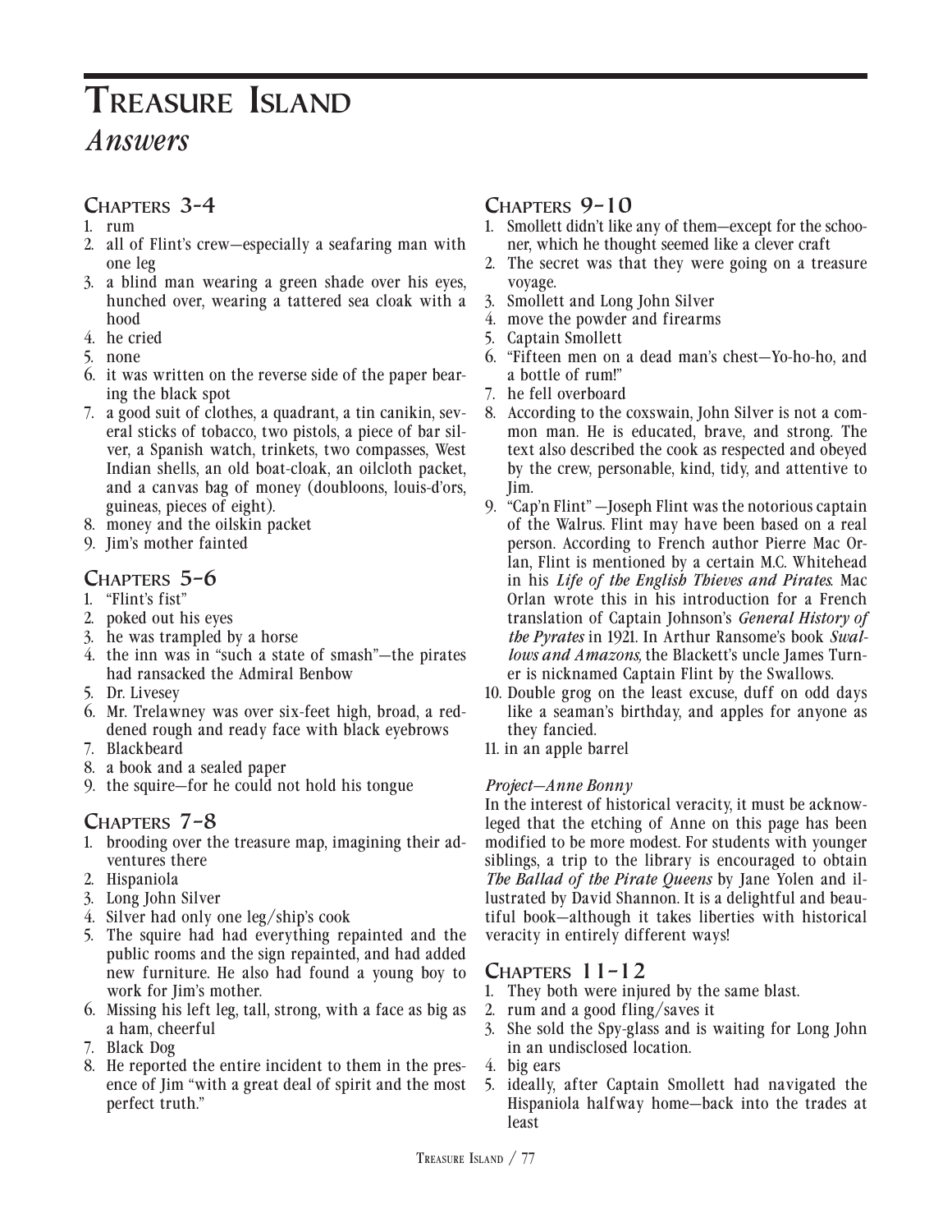# Treasure Island

## *Answers*

### Chapters 3-4

1. rum
2. all of Flint's crew—especially a seafaring man with one leg
3. a blind man wearing a green shade over his eyes, hunched over, wearing a tattered sea cloak with a hood
4. he cried
5. none
6. it was written on the reverse side of the paper bearing the black spot
7. a good suit of clothes, a quadrant, a tin canikin, several sticks of tobacco, two pistols, a piece of bar silver, a Spanish watch, trinkets, two compasses, West Indian shells, an old boat-cloak, an oilcloth packet, and a canvas bag of money (doubloons, louis-d'ors, guineas, pieces of eight).
8. money and the oilskin packet
9. Jim's mother fainted

### Chapters 5-6

1. "Flint's fist"
2. poked out his eyes
3. he was trampled by a horse
4. the inn was in "such a state of smash"—the pirates had ransacked the Admiral Benbow
5. Dr. Livesey
6. Mr. Trelawney was over six-feet high, broad, a reddened rough and ready face with black eyebrows
7. Blackbeard
8. a book and a sealed paper
9. the squire—for he could not hold his tongue

### Chapters 7-8

1. brooding over the treasure map, imagining their adventures there
2. Hispaniola
3. Long John Silver
4. Silver had only one leg/ship's cook
5. The squire had had everything repainted and the public rooms and the sign repainted, and had added new furniture. He also had found a young boy to work for Jim's mother.
6. Missing his left leg, tall, strong, with a face as big as a ham, cheerful
7. Black Dog
8. He reported the entire incident to them in the presence of Jim "with a great deal of spirit and the most perfect truth."

### Chapters 9-10

1. Smollett didn't like any of them—except for the schooner, which he thought seemed like a clever craft
2. The secret was that they were going on a treasure voyage.
3. Smollett and Long John Silver
4. move the powder and firearms
5. Captain Smollett
6. "Fifteen men on a dead man's chest—Yo-ho-ho, and a bottle of rum!"
7. he fell overboard
8. According to the coxswain, John Silver is not a common man. He is educated, brave, and strong. The text also described the cook as respected and obeyed by the crew, personable, kind, tidy, and attentive to Jim.
9. "Cap'n Flint" —Joseph Flint was the notorious captain of the Walrus. Flint may have been based on a real person. According to French author Pierre Mac Orlan, Flint is mentioned by a certain M.C. Whitehead in his ***Life of the English Thieves and Pirates***. Mac Orlan wrote this in his introduction for a French translation of Captain Johnson's ***General History of the Pyrates*** in 1921. In Arthur Ransome's book ***Swallows and Amazons,*** the Blackett's uncle James Turner is nicknamed Captain Flint by the Swallows.
10. Double grog on the least excuse, duff on odd days like a seaman's birthday, and apples for anyone as they fancied.
11. in an apple barrel

*Project—Anne Bonny*

In the interest of historical veracity, it must be acknowleged that the etching of Anne on this page has been modified to be more modest. For students with younger siblings, a trip to the library is encouraged to obtain ***The Ballad of the Pirate Queens*** by Jane Yolen and illustrated by David Shannon. It is a delightful and beautiful book—although it takes liberties with historical veracity in entirely different ways!

### Chapters 11-12

1. They both were injured by the same blast.
2. rum and a good fling/saves it
3. She sold the Spy-glass and is waiting for Long John in an undisclosed location.
4. big ears
5. ideally, after Captain Smollett had navigated the Hispaniola halfway home—back into the trades at least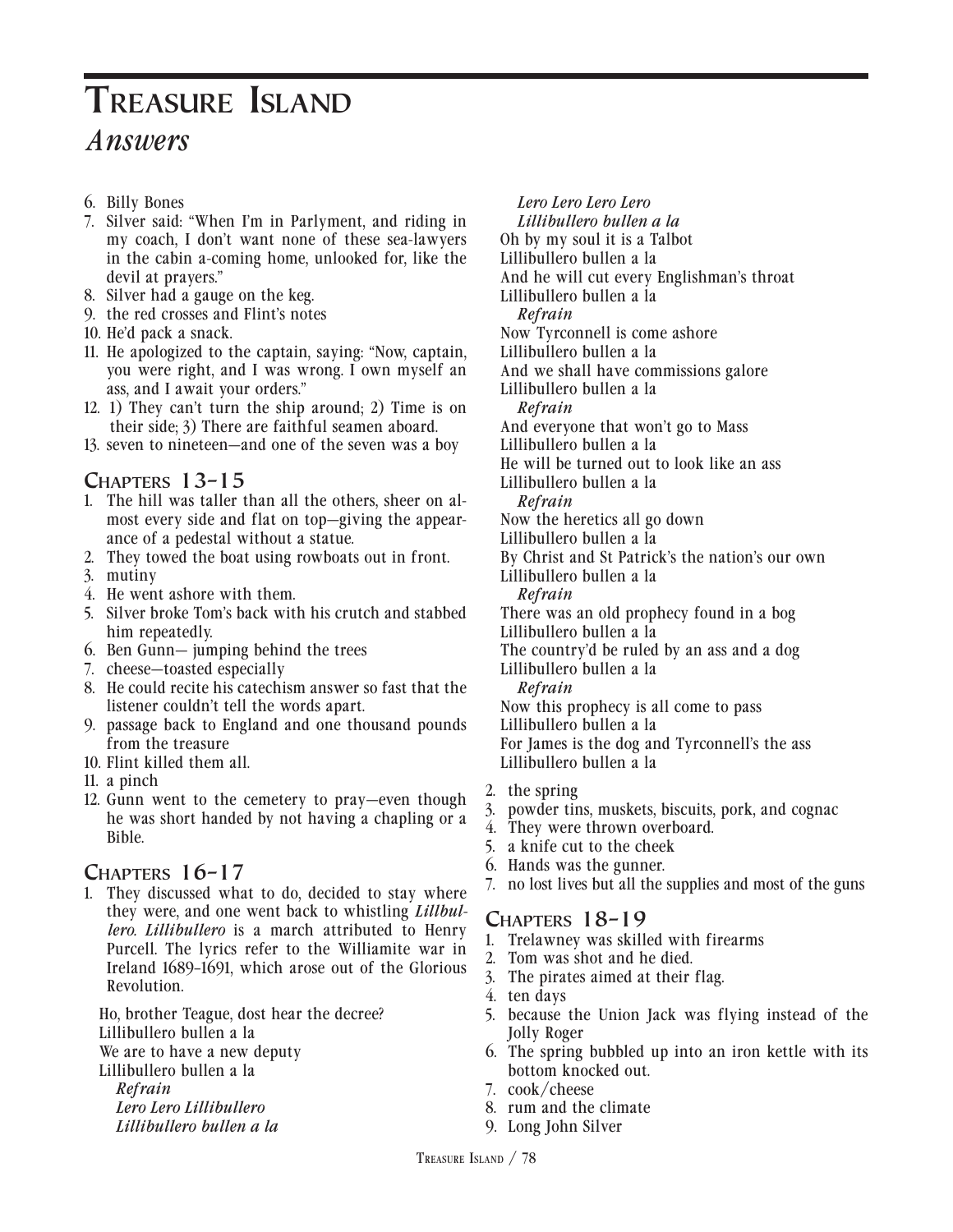# Treasure Island

## *Answers*

6. Billy Bones
7. Silver said: "When I'm in Parlyment, and riding in my coach, I don't want none of these sea-lawyers in the cabin a-coming home, unlooked for, like the devil at prayers."
8. Silver had a gauge on the keg.
9. the red crosses and Flint's notes
10. He'd pack a snack.
11. He apologized to the captain, saying: "Now, captain, you were right, and I was wrong. I own myself an ass, and I await your orders."
12. 1) They can't turn the ship around; 2) Time is on their side; 3) There are faithful seamen aboard.
13. seven to nineteen—and one of the seven was a boy

### Chapters 13–15

1. The hill was taller than all the others, sheer on almost every side and flat on top—giving the appearance of a pedestal without a statue.
2. They towed the boat using rowboats out in front.
3. mutiny
4. He went ashore with them.
5. Silver broke Tom's back with his crutch and stabbed him repeatedly.
6. Ben Gunn— jumping behind the trees
7. cheese—toasted especially
8. He could recite his catechism answer so fast that the listener couldn't tell the words apart.
9. passage back to England and one thousand pounds from the treasure
10. Flint killed them all.
11. a pinch
12. Gunn went to the cemetery to pray—even though he was short handed by not having a chapling or a Bible.

### Chapters 16–17

1. They discussed what to do, decided to stay where they were, and one went back to whistling *Lillbullero. Lillibullero* is a march attributed to Henry Purcell. The lyrics refer to the Williamite war in Ireland 1689–1691, which arose out of the Glorious Revolution.

   Ho, brother Teague, dost hear the decree?
   Lillibullero bullen a la
   We are to have a new deputy
   Lillibullero bullen a la
   *Refrain*
   *Lero Lero Lillibullero*
   *Lillibullero bullen a la*
   *Lero Lero Lero Lero*
   *Lillibullero bullen a la*
   Oh by my soul it is a Talbot
   Lillibullero bullen a la
   And he will cut every Englishman's throat
   Lillibullero bullen a la
   *Refrain*
   Now Tyrconnell is come ashore
   Lillibullero bullen a la
   And we shall have commissions galore
   Lillibullero bullen a la
   *Refrain*
   And everyone that won't go to Mass
   Lillibullero bullen a la
   He will be turned out to look like an ass
   Lillibullero bullen a la
   *Refrain*
   Now the heretics all go down
   Lillibullero bullen a la
   By Christ and St Patrick's the nation's our own
   Lillibullero bullen a la
   *Refrain*
   There was an old prophecy found in a bog
   Lillibullero bullen a la
   The country'd be ruled by an ass and a dog
   Lillibullero bullen a la
   *Refrain*
   Now this prophecy is all come to pass
   Lillibullero bullen a la
   For James is the dog and Tyrconnell's the ass
   Lillibullero bullen a la

2. the spring
3. powder tins, muskets, biscuits, pork, and cognac
4. They were thrown overboard.
5. a knife cut to the cheek
6. Hands was the gunner.
7. no lost lives but all the supplies and most of the guns

### Chapters 18–19

1. Trelawney was skilled with firearms
2. Tom was shot and he died.
3. The pirates aimed at their flag.
4. ten days
5. because the Union Jack was flying instead of the Jolly Roger
6. The spring bubbled up into an iron kettle with its bottom knocked out.
7. cook/cheese
8. rum and the climate
9. Long John Silver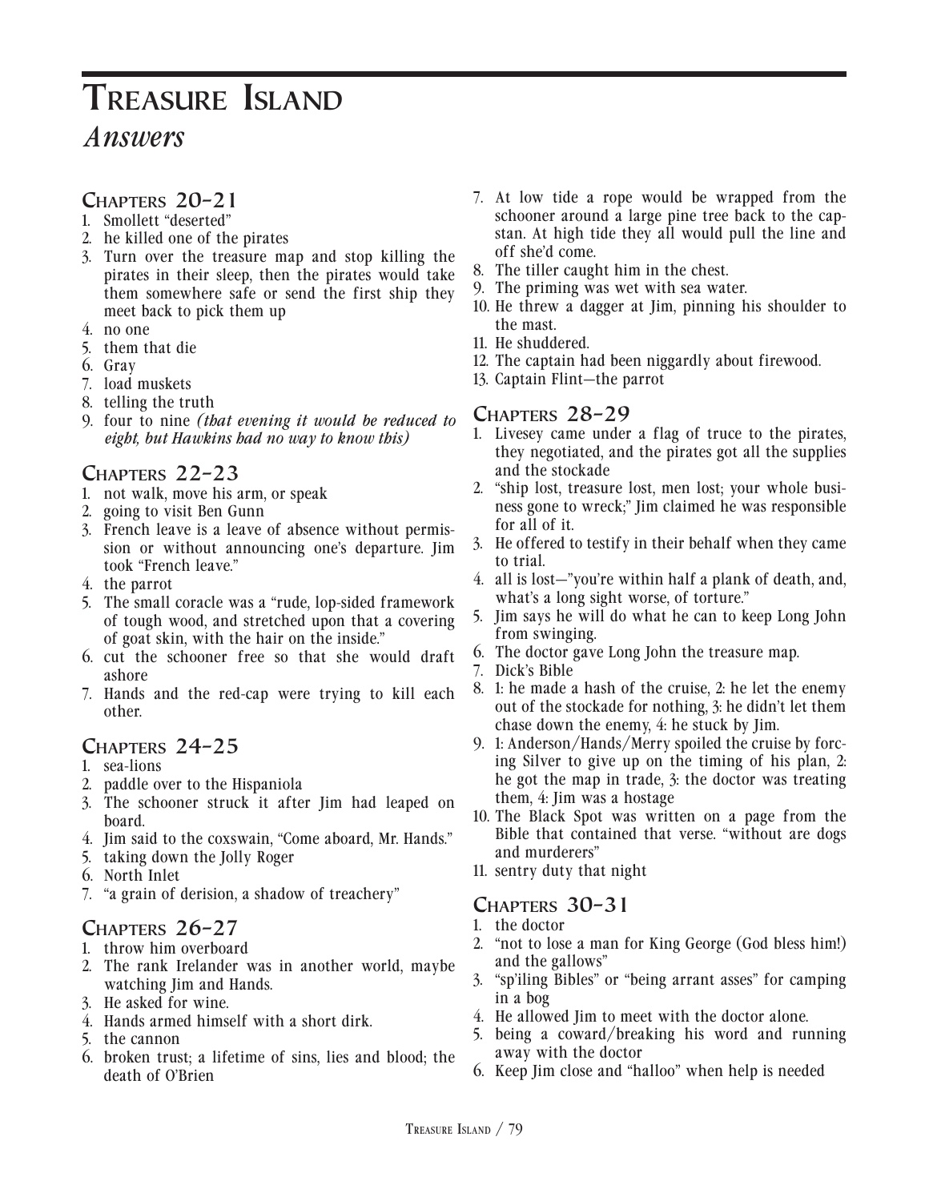# Treasure Island

## *Answers*

### Chapters 20–21

1. Smollett "deserted"
2. he killed one of the pirates
3. Turn over the treasure map and stop killing the pirates in their sleep, then the pirates would take them somewhere safe or send the first ship they meet back to pick them up
4. no one
5. them that die
6. Gray
7. load muskets
8. telling the truth
9. four to nine ***(that evening it would be reduced to eight, but Hawkins had no way to know this)***

### Chapters 22–23

1. not walk, move his arm, or speak
2. going to visit Ben Gunn
3. French leave is a leave of absence without permission or without announcing one's departure. Jim took "French leave."
4. the parrot
5. The small coracle was a "rude, lop-sided framework of tough wood, and stretched upon that a covering of goat skin, with the hair on the inside."
6. cut the schooner free so that she would draft ashore
7. Hands and the red-cap were trying to kill each other.

### Chapters 24–25

1. sea-lions
2. paddle over to the Hispaniola
3. The schooner struck it after Jim had leaped on board.
4. Jim said to the coxswain, "Come aboard, Mr. Hands."
5. taking down the Jolly Roger
6. North Inlet
7. "a grain of derision, a shadow of treachery"

### Chapters 26–27

1. throw him overboard
2. The rank Irelander was in another world, maybe watching Jim and Hands.
3. He asked for wine.
4. Hands armed himself with a short dirk.
5. the cannon
6. broken trust; a lifetime of sins, lies and blood; the death of O'Brien
7. At low tide a rope would be wrapped from the schooner around a large pine tree back to the capstan. At high tide they all would pull the line and off she'd come.
8. The tiller caught him in the chest.
9. The priming was wet with sea water.
10. He threw a dagger at Jim, pinning his shoulder to the mast.
11. He shuddered.
12. The captain had been niggardly about firewood.
13. Captain Flint—the parrot

### Chapters 28–29

1. Livesey came under a flag of truce to the pirates, they negotiated, and the pirates got all the supplies and the stockade
2. "ship lost, treasure lost, men lost; your whole business gone to wreck;" Jim claimed he was responsible for all of it.
3. He offered to testify in their behalf when they came to trial.
4. all is lost—"you're within half a plank of death, and, what's a long sight worse, of torture."
5. Jim says he will do what he can to keep Long John from swinging.
6. The doctor gave Long John the treasure map.
7. Dick's Bible
8. 1: he made a hash of the cruise, 2: he let the enemy out of the stockade for nothing, 3: he didn't let them chase down the enemy, 4: he stuck by Jim.
9. 1: Anderson/Hands/Merry spoiled the cruise by forcing Silver to give up on the timing of his plan, 2: he got the map in trade, 3: the doctor was treating them, 4: Jim was a hostage
10. The Black Spot was written on a page from the Bible that contained that verse. "without are dogs and murderers"
11. sentry duty that night

### Chapters 30–31

1. the doctor
2. "not to lose a man for King George (God bless him!) and the gallows"
3. "sp'iling Bibles" or "being arrant asses" for camping in a bog
4. He allowed Jim to meet with the doctor alone.
5. being a coward/breaking his word and running away with the doctor
6. Keep Jim close and "halloo" when help is needed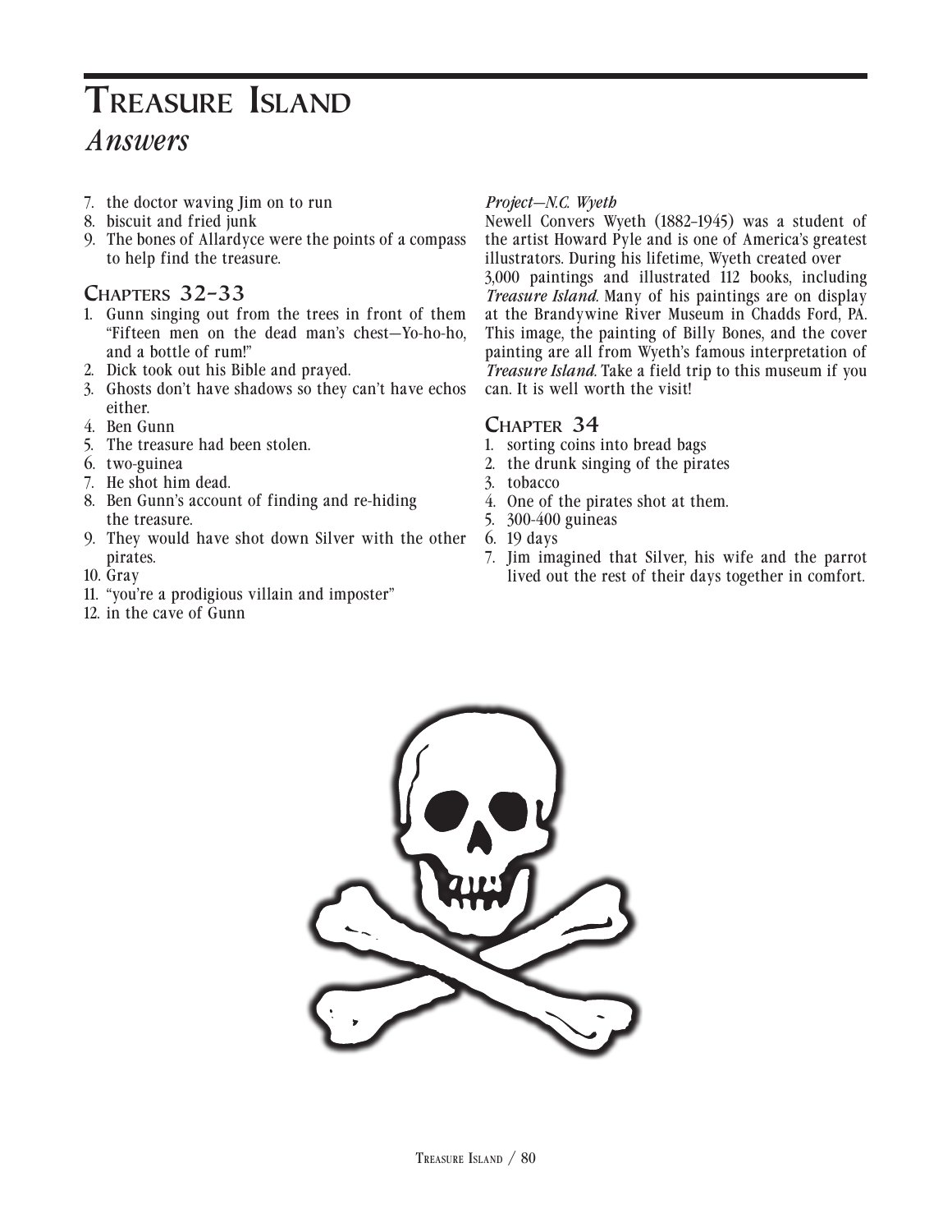# Treasure Island
## *Answers*

7. the doctor waving Jim on to run
8. biscuit and fried junk
9. The bones of Allardyce were the points of a compass to help find the treasure.

### Chapters 32–33

1. Gunn singing out from the trees in front of them "Fifteen men on the dead man's chest—Yo-ho-ho, and a bottle of rum!"
2. Dick took out his Bible and prayed.
3. Ghosts don't have shadows so they can't have echos either.
4. Ben Gunn
5. The treasure had been stolen.
6. two-guinea
7. He shot him dead.
8. Ben Gunn's account of finding and re-hiding the treasure.
9. They would have shot down Silver with the other pirates.
10. Gray
11. "you're a prodigious villain and imposter"
12. in the cave of Gunn

***Project—N.C. Wyeth***

Newell Convers Wyeth (1882–1945) was a student of the artist Howard Pyle and is one of America's greatest illustrators. During his lifetime, Wyeth created over 3,000 paintings and illustrated 112 books, including *Treasure Island*. Many of his paintings are on display at the Brandywine River Museum in Chadds Ford, PA. This image, the painting of Billy Bones, and the cover painting are all from Wyeth's famous interpretation of *Treasure Island*. Take a field trip to this museum if you can. It is well worth the visit!

### Chapter 34

1. sorting coins into bread bags
2. the drunk singing of the pirates
3. tobacco
4. One of the pirates shot at them.
5. 300-400 guineas
6. 19 days
7. Jim imagined that Silver, his wife and the parrot lived out the rest of their days together in comfort.